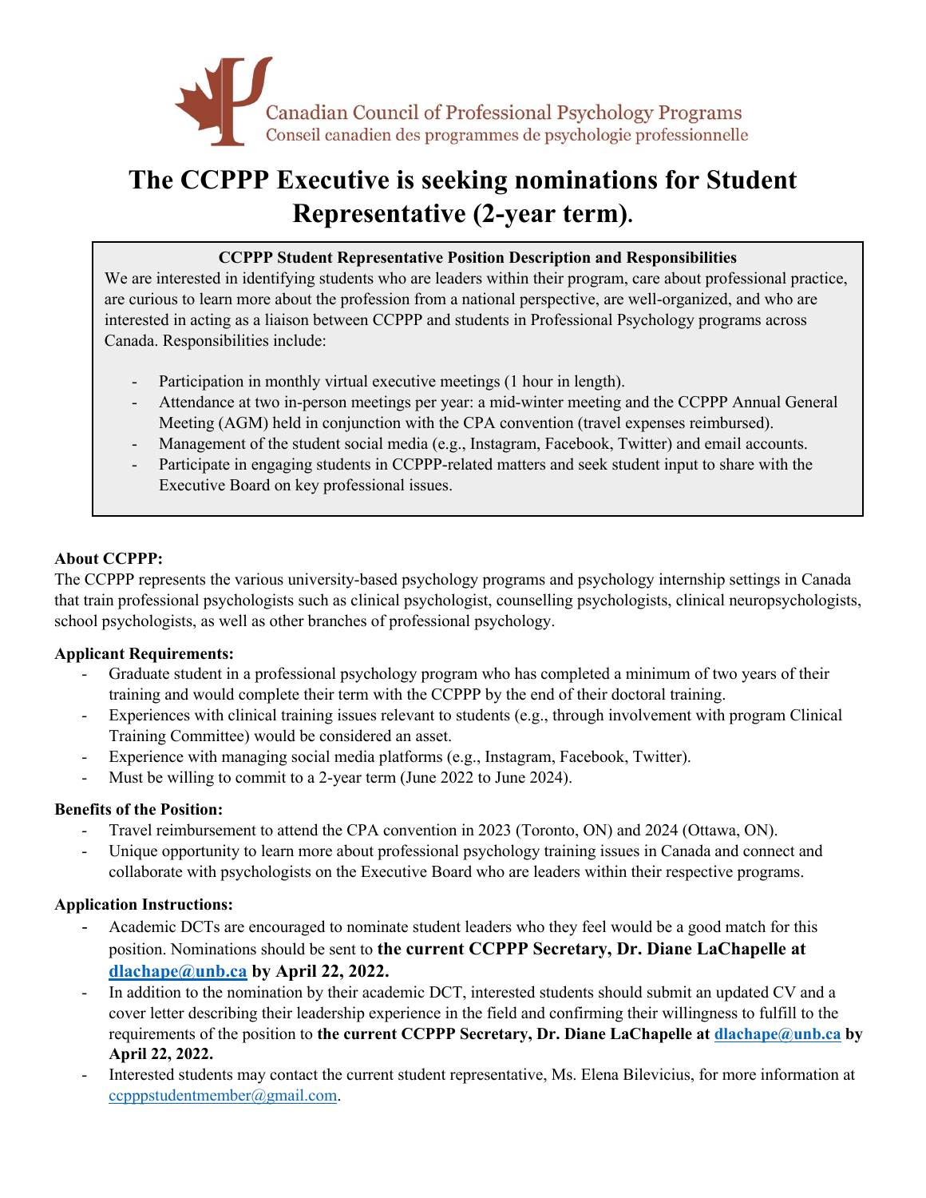Canadian Council of Professional Psychology Programs
Conseil canadien des programmes de psychologie professionnelle

# The CCPPP Executive is seeking nominations for Student Representative (2-year term).

**CCPPP Student Representative Position Description and Responsibilities**

We are interested in identifying students who are leaders within their program, care about professional practice, are curious to learn more about the profession from a national perspective, are well-organized, and who are interested in acting as a liaison between CCPPP and students in Professional Psychology programs across Canada. Responsibilities include:

- Participation in monthly virtual executive meetings (1 hour in length).
- Attendance at two in-person meetings per year: a mid-winter meeting and the CCPPP Annual General Meeting (AGM) held in conjunction with the CPA convention (travel expenses reimbursed).
- Management of the student social media (e.g., Instagram, Facebook, Twitter) and email accounts.
- Participate in engaging students in CCPPP-related matters and seek student input to share with the Executive Board on key professional issues.

**About CCPPP:**

The CCPPP represents the various university-based psychology programs and psychology internship settings in Canada that train professional psychologists such as clinical psychologist, counselling psychologists, clinical neuropsychologists, school psychologists, as well as other branches of professional psychology.

**Applicant Requirements:**

- Graduate student in a professional psychology program who has completed a minimum of two years of their training and would complete their term with the CCPPP by the end of their doctoral training.
- Experiences with clinical training issues relevant to students (e.g., through involvement with program Clinical Training Committee) would be considered an asset.
- Experience with managing social media platforms (e.g., Instagram, Facebook, Twitter).
- Must be willing to commit to a 2-year term (June 2022 to June 2024).

**Benefits of the Position:**

- Travel reimbursement to attend the CPA convention in 2023 (Toronto, ON) and 2024 (Ottawa, ON).
- Unique opportunity to learn more about professional psychology training issues in Canada and connect and collaborate with psychologists on the Executive Board who are leaders within their respective programs.

**Application Instructions:**

- Academic DCTs are encouraged to nominate student leaders who they feel would be a good match for this position. Nominations should be sent to **the current CCPPP Secretary, Dr. Diane LaChapelle at dlachape@unb.ca by April 22, 2022.**
- In addition to the nomination by their academic DCT, interested students should submit an updated CV and a cover letter describing their leadership experience in the field and confirming their willingness to fulfill to the requirements of the position to **the current CCPPP Secretary, Dr. Diane LaChapelle at dlachape@unb.ca by April 22, 2022.**
- Interested students may contact the current student representative, Ms. Elena Bilevicius, for more information at ccpppstudentmember@gmail.com.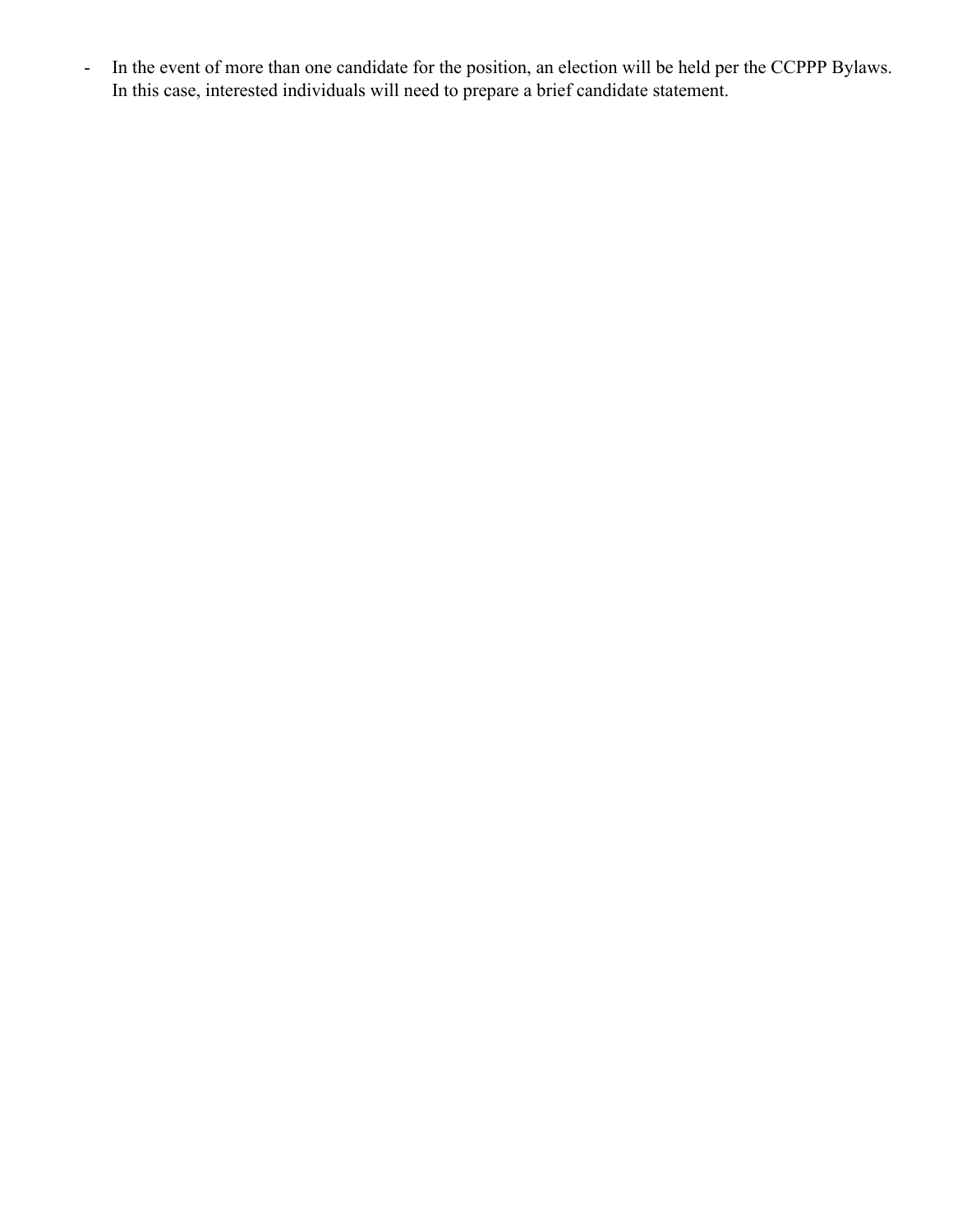- In the event of more than one candidate for the position, an election will be held per the CCPPP Bylaws. In this case, interested individuals will need to prepare a brief candidate statement.